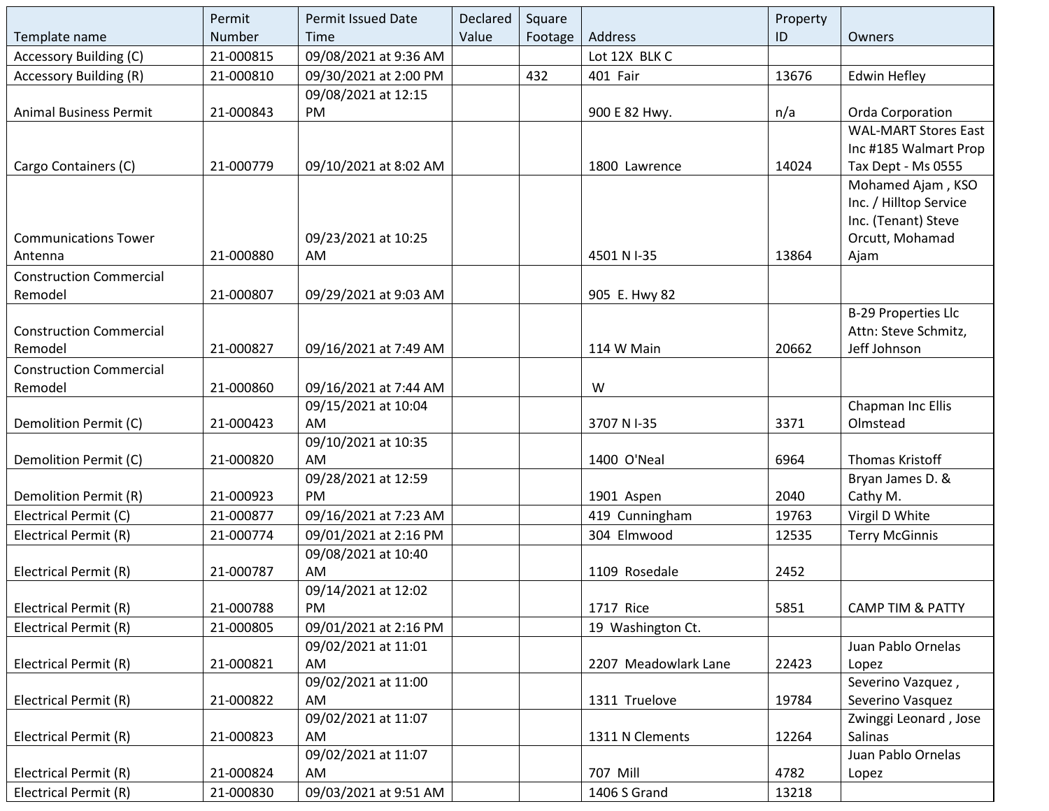| Template name | Permit Number | Permit Issued Date Time | Declared Value | Square Footage | Address | Property ID | Owners |
|---|---|---|---|---|---|---|---|
| Accessory Building (C) | 21-000815 | 09/08/2021 at 9:36 AM | | | Lot 12X BLK C | | |
| Accessory Building (R) | 21-000810 | 09/30/2021 at 2:00 PM | | 432 | 401 Fair | 13676 | Edwin Hefley |
| Animal Business Permit | 21-000843 | 09/08/2021 at 12:15 PM | | | 900 E 82 Hwy. | n/a | Orda Corporation |
| Cargo Containers (C) | 21-000779 | 09/10/2021 at 8:02 AM | | | 1800 Lawrence | 14024 | WAL-MART Stores East Inc #185 Walmart Prop Tax Dept - Ms 0555 |
| Communications Tower Antenna | 21-000880 | 09/23/2021 at 10:25 AM | | | 4501 N I-35 | 13864 | Mohamed Ajam , KSO Inc. / Hilltop Service Inc. (Tenant) Steve Orcutt, Mohamad Ajam |
| Construction Commercial Remodel | 21-000807 | 09/29/2021 at 9:03 AM | | | 905 E. Hwy 82 | | |
| Construction Commercial Remodel | 21-000827 | 09/16/2021 at 7:49 AM | | | 114 W Main | 20662 | B-29 Properties Llc Attn: Steve Schmitz, Jeff Johnson |
| Construction Commercial Remodel | 21-000860 | 09/16/2021 at 7:44 AM | | | W | | |
| Demolition Permit (C) | 21-000423 | 09/15/2021 at 10:04 AM | | | 3707 N I-35 | 3371 | Chapman Inc Ellis Olmstead |
| Demolition Permit (C) | 21-000820 | 09/10/2021 at 10:35 AM | | | 1400 O'Neal | 6964 | Thomas Kristoff |
| Demolition Permit (R) | 21-000923 | 09/28/2021 at 12:59 PM | | | 1901 Aspen | 2040 | Bryan James D. & Cathy M. |
| Electrical Permit (C) | 21-000877 | 09/16/2021 at 7:23 AM | | | 419 Cunningham | 19763 | Virgil D White |
| Electrical Permit (R) | 21-000774 | 09/01/2021 at 2:16 PM | | | 304 Elmwood | 12535 | Terry McGinnis |
| Electrical Permit (R) | 21-000787 | 09/08/2021 at 10:40 AM | | | 1109 Rosedale | 2452 | |
| Electrical Permit (R) | 21-000788 | 09/14/2021 at 12:02 PM | | | 1717 Rice | 5851 | CAMP TIM & PATTY |
| Electrical Permit (R) | 21-000805 | 09/01/2021 at 2:16 PM | | | 19 Washington Ct. | | |
| Electrical Permit (R) | 21-000821 | 09/02/2021 at 11:01 AM | | | 2207 Meadowlark Lane | 22423 | Juan Pablo Ornelas Lopez |
| Electrical Permit (R) | 21-000822 | 09/02/2021 at 11:00 AM | | | 1311 Truelove | 19784 | Severino Vazquez , Severino Vasquez |
| Electrical Permit (R) | 21-000823 | 09/02/2021 at 11:07 AM | | | 1311 N Clements | 12264 | Zwinggi Leonard , Jose Salinas |
| Electrical Permit (R) | 21-000824 | 09/02/2021 at 11:07 AM | | | 707 Mill | 4782 | Juan Pablo Ornelas Lopez |
| Electrical Permit (R) | 21-000830 | 09/03/2021 at 9:51 AM | | | 1406 S Grand | 13218 | |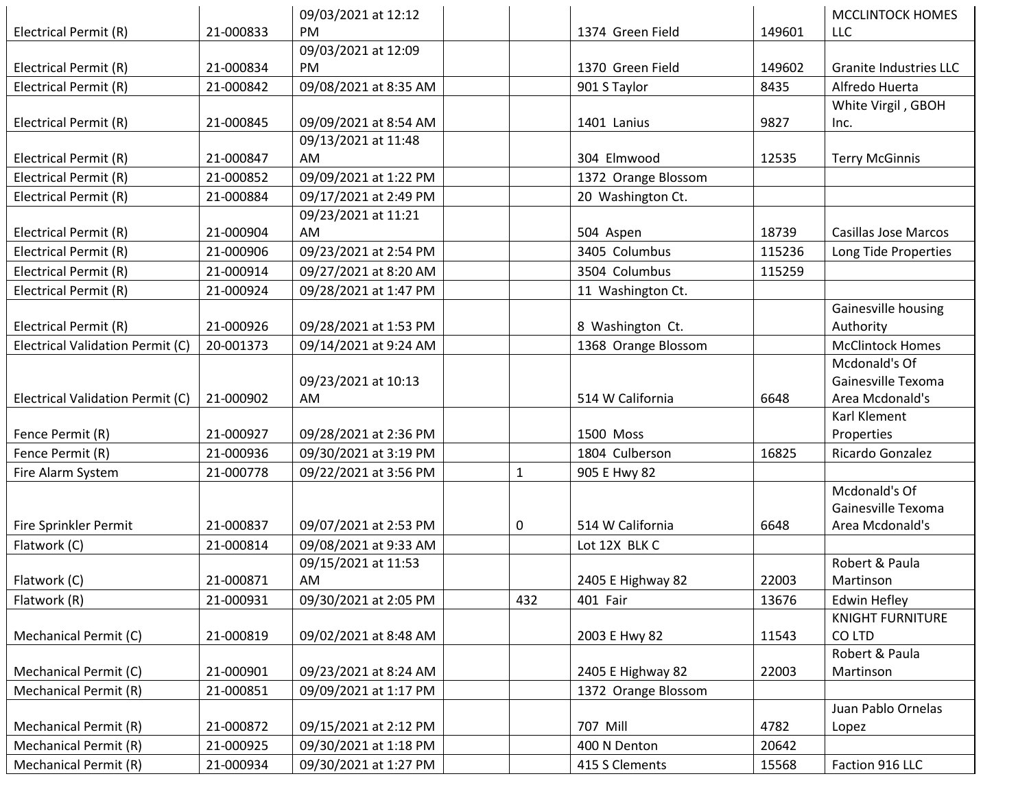| | | | | | | | |
|---|---|---|---|---|---|---|---|
| Electrical Permit (R) | 21-000833 | 09/03/2021 at 12:12 PM | | | 1374 Green Field | 149601 | MCCLINTOCK HOMES LLC |
| Electrical Permit (R) | 21-000834 | 09/03/2021 at 12:09 PM | | | 1370 Green Field | 149602 | Granite Industries LLC |
| Electrical Permit (R) | 21-000842 | 09/08/2021 at 8:35 AM | | | 901 S Taylor | 8435 | Alfredo Huerta |
| Electrical Permit (R) | 21-000845 | 09/09/2021 at 8:54 AM | | | 1401 Lanius | 9827 | White Virgil , GBOH Inc. |
| Electrical Permit (R) | 21-000847 | 09/13/2021 at 11:48 AM | | | 304 Elmwood | 12535 | Terry McGinnis |
| Electrical Permit (R) | 21-000852 | 09/09/2021 at 1:22 PM | | | 1372 Orange Blossom | | |
| Electrical Permit (R) | 21-000884 | 09/17/2021 at 2:49 PM | | | 20 Washington Ct. | | |
| Electrical Permit (R) | 21-000904 | 09/23/2021 at 11:21 AM | | | 504 Aspen | 18739 | Casillas Jose Marcos |
| Electrical Permit (R) | 21-000906 | 09/23/2021 at 2:54 PM | | | 3405 Columbus | 115236 | Long Tide Properties |
| Electrical Permit (R) | 21-000914 | 09/27/2021 at 8:20 AM | | | 3504 Columbus | 115259 | |
| Electrical Permit (R) | 21-000924 | 09/28/2021 at 1:47 PM | | | 11 Washington Ct. | | |
| Electrical Permit (R) | 21-000926 | 09/28/2021 at 1:53 PM | | | 8 Washington Ct. | | Gainesville housing Authority |
| Electrical Validation Permit (C) | 20-001373 | 09/14/2021 at 9:24 AM | | | 1368 Orange Blossom | | McClintock Homes |
| Electrical Validation Permit (C) | 21-000902 | 09/23/2021 at 10:13 AM | | | 514 W California | 6648 | Mcdonald's Of Gainesville Texoma Area Mcdonald's |
| Fence Permit (R) | 21-000927 | 09/28/2021 at 2:36 PM | | | 1500 Moss | | Karl Klement Properties |
| Fence Permit (R) | 21-000936 | 09/30/2021 at 3:19 PM | | | 1804 Culberson | 16825 | Ricardo Gonzalez |
| Fire Alarm System | 21-000778 | 09/22/2021 at 3:56 PM | | 1 | 905 E Hwy 82 | | |
| Fire Sprinkler Permit | 21-000837 | 09/07/2021 at 2:53 PM | | 0 | 514 W California | 6648 | Mcdonald's Of Gainesville Texoma Area Mcdonald's |
| Flatwork (C) | 21-000814 | 09/08/2021 at 9:33 AM | | | Lot 12X BLK C | | |
| Flatwork (C) | 21-000871 | 09/15/2021 at 11:53 AM | | | 2405 E Highway 82 | 22003 | Robert & Paula Martinson |
| Flatwork (R) | 21-000931 | 09/30/2021 at 2:05 PM | | 432 | 401 Fair | 13676 | Edwin Hefley |
| Mechanical Permit (C) | 21-000819 | 09/02/2021 at 8:48 AM | | | 2003 E Hwy 82 | 11543 | KNIGHT FURNITURE CO LTD |
| Mechanical Permit (C) | 21-000901 | 09/23/2021 at 8:24 AM | | | 2405 E Highway 82 | 22003 | Robert & Paula Martinson |
| Mechanical Permit (R) | 21-000851 | 09/09/2021 at 1:17 PM | | | 1372 Orange Blossom | | |
| Mechanical Permit (R) | 21-000872 | 09/15/2021 at 2:12 PM | | | 707 Mill | 4782 | Juan Pablo Ornelas Lopez |
| Mechanical Permit (R) | 21-000925 | 09/30/2021 at 1:18 PM | | | 400 N Denton | 20642 | |
| Mechanical Permit (R) | 21-000934 | 09/30/2021 at 1:27 PM | | | 415 S Clements | 15568 | Faction 916 LLC |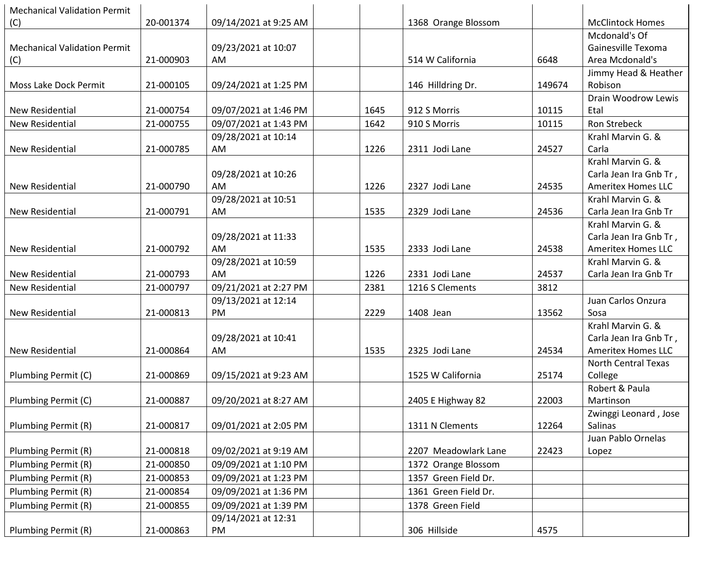| | | | | | | | |
|---|---|---|---|---|---|---|---|
| Mechanical Validation Permit (C) | 20-001374 | 09/14/2021 at 9:25 AM | | | 1368 Orange Blossom | | McClintock Homes |
| Mechanical Validation Permit (C) | 21-000903 | 09/23/2021 at 10:07 AM | | | 514 W California | 6648 | Mcdonald's Of Gainesville Texoma Area Mcdonald's |
| Moss Lake Dock Permit | 21-000105 | 09/24/2021 at 1:25 PM | | | 146 Hilldring Dr. | 149674 | Jimmy Head & Heather Robison |
| New Residential | 21-000754 | 09/07/2021 at 1:46 PM | | 1645 | 912 S Morris | 10115 | Drain Woodrow Lewis Etal |
| New Residential | 21-000755 | 09/07/2021 at 1:43 PM | | 1642 | 910 S Morris | 10115 | Ron Strebeck |
| New Residential | 21-000785 | 09/28/2021 at 10:14 AM | | 1226 | 2311 Jodi Lane | 24527 | Krahl Marvin G. & Carla |
| New Residential | 21-000790 | 09/28/2021 at 10:26 AM | | 1226 | 2327 Jodi Lane | 24535 | Krahl Marvin G. & Carla Jean Ira Gnb Tr , Ameritex Homes LLC |
| New Residential | 21-000791 | 09/28/2021 at 10:51 AM | | 1535 | 2329 Jodi Lane | 24536 | Krahl Marvin G. & Carla Jean Ira Gnb Tr |
| New Residential | 21-000792 | 09/28/2021 at 11:33 AM | | 1535 | 2333 Jodi Lane | 24538 | Krahl Marvin G. & Carla Jean Ira Gnb Tr , Ameritex Homes LLC |
| New Residential | 21-000793 | 09/28/2021 at 10:59 AM | | 1226 | 2331 Jodi Lane | 24537 | Krahl Marvin G. & Carla Jean Ira Gnb Tr |
| New Residential | 21-000797 | 09/21/2021 at 2:27 PM | | 2381 | 1216 S Clements | 3812 | |
| New Residential | 21-000813 | 09/13/2021 at 12:14 PM | | 2229 | 1408 Jean | 13562 | Juan Carlos Onzura Sosa |
| New Residential | 21-000864 | 09/28/2021 at 10:41 AM | | 1535 | 2325 Jodi Lane | 24534 | Krahl Marvin G. & Carla Jean Ira Gnb Tr , Ameritex Homes LLC |
| Plumbing Permit (C) | 21-000869 | 09/15/2021 at 9:23 AM | | | 1525 W California | 25174 | North Central Texas College |
| Plumbing Permit (C) | 21-000887 | 09/20/2021 at 8:27 AM | | | 2405 E Highway 82 | 22003 | Robert & Paula Martinson |
| Plumbing Permit (R) | 21-000817 | 09/01/2021 at 2:05 PM | | | 1311 N Clements | 12264 | Zwinggi Leonard , Jose Salinas |
| Plumbing Permit (R) | 21-000818 | 09/02/2021 at 9:19 AM | | | 2207 Meadowlark Lane | 22423 | Juan Pablo Ornelas Lopez |
| Plumbing Permit (R) | 21-000850 | 09/09/2021 at 1:10 PM | | | 1372 Orange Blossom | | |
| Plumbing Permit (R) | 21-000853 | 09/09/2021 at 1:23 PM | | | 1357 Green Field Dr. | | |
| Plumbing Permit (R) | 21-000854 | 09/09/2021 at 1:36 PM | | | 1361 Green Field Dr. | | |
| Plumbing Permit (R) | 21-000855 | 09/09/2021 at 1:39 PM | | | 1378 Green Field | | |
| Plumbing Permit (R) | 21-000863 | 09/14/2021 at 12:31 PM | | | 306 Hillside | 4575 | |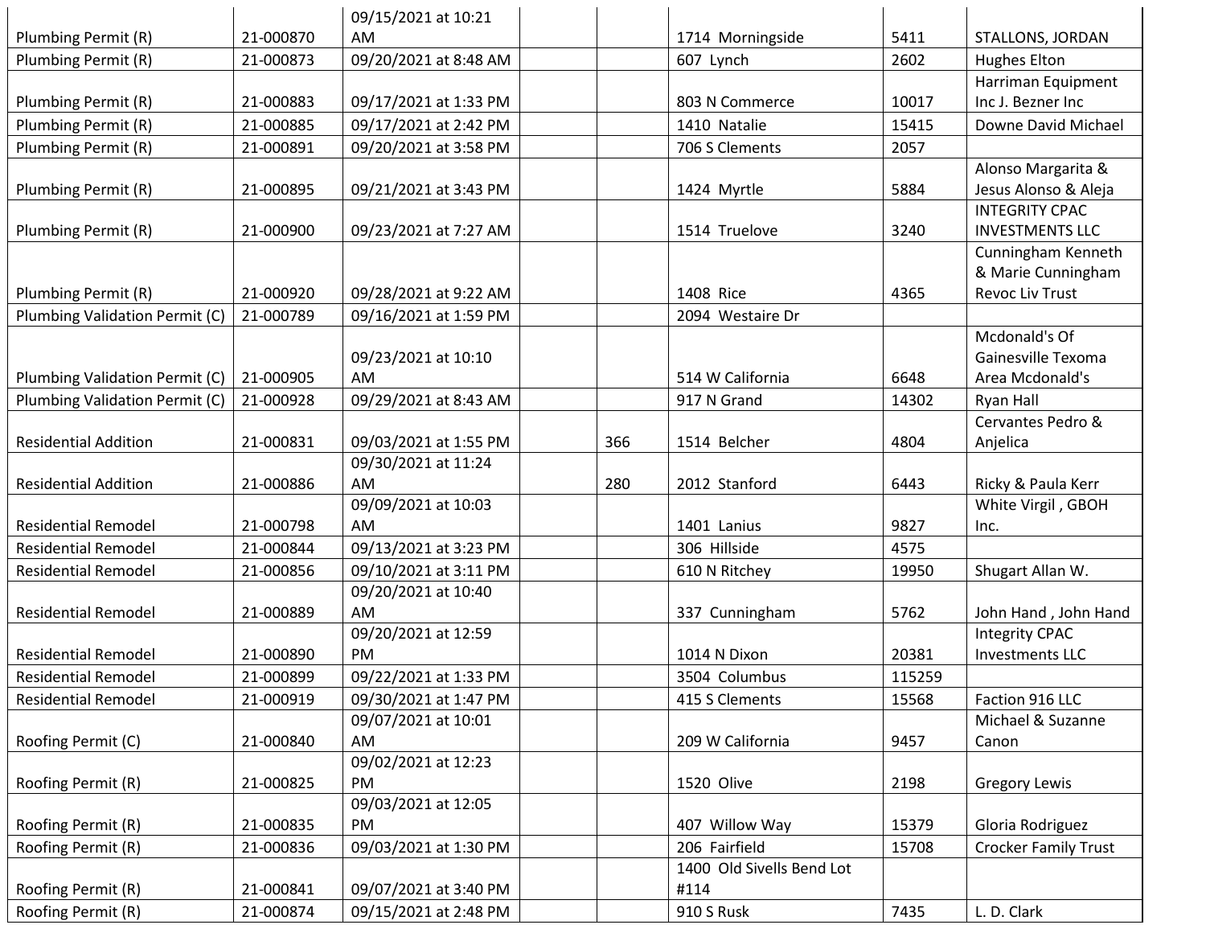| | | | | | | | |
|---|---|---|---|---|---|---|---|
| Plumbing Permit (R) | 21-000870 | 09/15/2021 at 10:21 AM | | | 1714 Morningside | 5411 | STALLONS, JORDAN |
| Plumbing Permit (R) | 21-000873 | 09/20/2021 at 8:48 AM | | | 607 Lynch | 2602 | Hughes Elton |
| Plumbing Permit (R) | 21-000883 | 09/17/2021 at 1:33 PM | | | 803 N Commerce | 10017 | Harriman Equipment Inc J. Bezner Inc |
| Plumbing Permit (R) | 21-000885 | 09/17/2021 at 2:42 PM | | | 1410 Natalie | 15415 | Downe David Michael |
| Plumbing Permit (R) | 21-000891 | 09/20/2021 at 3:58 PM | | | 706 S Clements | 2057 | |
| Plumbing Permit (R) | 21-000895 | 09/21/2021 at 3:43 PM | | | 1424 Myrtle | 5884 | Alonso Margarita & Jesus Alonso & Aleja |
| Plumbing Permit (R) | 21-000900 | 09/23/2021 at 7:27 AM | | | 1514 Truelove | 3240 | INTEGRITY CPAC INVESTMENTS LLC |
| Plumbing Permit (R) | 21-000920 | 09/28/2021 at 9:22 AM | | | 1408 Rice | 4365 | Cunningham Kenneth & Marie Cunningham Revoc Liv Trust |
| Plumbing Validation Permit (C) | 21-000789 | 09/16/2021 at 1:59 PM | | | 2094 Westaire Dr | | |
| Plumbing Validation Permit (C) | 21-000905 | 09/23/2021 at 10:10 AM | | | 514 W California | 6648 | Mcdonald's Of Gainesville Texoma Area Mcdonald's |
| Plumbing Validation Permit (C) | 21-000928 | 09/29/2021 at 8:43 AM | | | 917 N Grand | 14302 | Ryan Hall |
| Residential Addition | 21-000831 | 09/03/2021 at 1:55 PM | | 366 | 1514 Belcher | 4804 | Cervantes Pedro & Anjelica |
| Residential Addition | 21-000886 | 09/30/2021 at 11:24 AM | | 280 | 2012 Stanford | 6443 | Ricky & Paula Kerr |
| Residential Remodel | 21-000798 | 09/09/2021 at 10:03 AM | | | 1401 Lanius | 9827 | White Virgil , GBOH Inc. |
| Residential Remodel | 21-000844 | 09/13/2021 at 3:23 PM | | | 306 Hillside | 4575 | |
| Residential Remodel | 21-000856 | 09/10/2021 at 3:11 PM | | | 610 N Ritchey | 19950 | Shugart Allan W. |
| Residential Remodel | 21-000889 | 09/20/2021 at 10:40 AM | | | 337 Cunningham | 5762 | John Hand , John Hand |
| Residential Remodel | 21-000890 | 09/20/2021 at 12:59 PM | | | 1014 N Dixon | 20381 | Integrity CPAC Investments LLC |
| Residential Remodel | 21-000899 | 09/22/2021 at 1:33 PM | | | 3504 Columbus | 115259 | |
| Residential Remodel | 21-000919 | 09/30/2021 at 1:47 PM | | | 415 S Clements | 15568 | Faction 916 LLC |
| Roofing Permit (C) | 21-000840 | 09/07/2021 at 10:01 AM | | | 209 W California | 9457 | Michael & Suzanne Canon |
| Roofing Permit (R) | 21-000825 | 09/02/2021 at 12:23 PM | | | 1520 Olive | 2198 | Gregory Lewis |
| Roofing Permit (R) | 21-000835 | 09/03/2021 at 12:05 PM | | | 407 Willow Way | 15379 | Gloria Rodriguez |
| Roofing Permit (R) | 21-000836 | 09/03/2021 at 1:30 PM | | | 206 Fairfield | 15708 | Crocker Family Trust |
| Roofing Permit (R) | 21-000841 | 09/07/2021 at 3:40 PM | | | 1400 Old Sivells Bend Lot #114 | | |
| Roofing Permit (R) | 21-000874 | 09/15/2021 at 2:48 PM | | | 910 S Rusk | 7435 | L. D. Clark |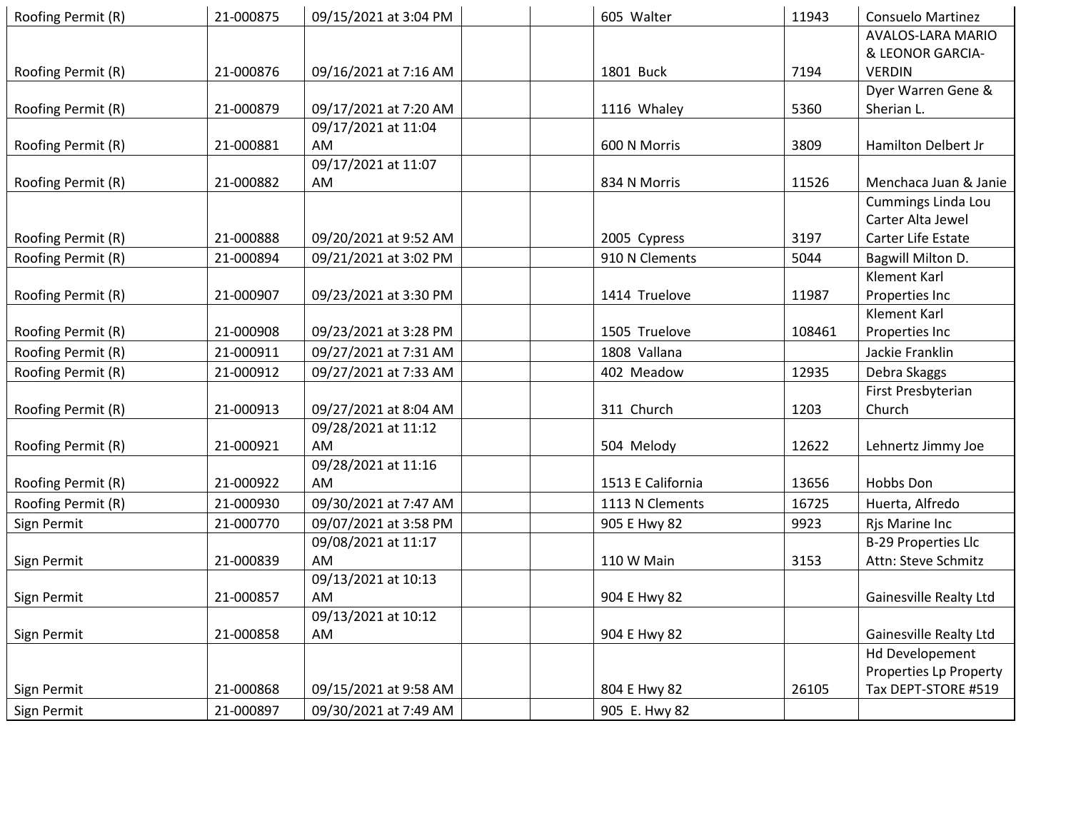| | | | | | | | |
|---|---|---|---|---|---|---|---|
| Roofing Permit (R) | 21-000875 | 09/15/2021 at 3:04 PM | | | 605 Walter | 11943 | Consuelo Martinez |
| Roofing Permit (R) | 21-000876 | 09/16/2021 at 7:16 AM | | | 1801 Buck | 7194 | AVALOS-LARA MARIO & LEONOR GARCIA-VERDIN |
| Roofing Permit (R) | 21-000879 | 09/17/2021 at 7:20 AM | | | 1116 Whaley | 5360 | Dyer Warren Gene & Sherian L. |
| Roofing Permit (R) | 21-000881 | 09/17/2021 at 11:04 AM | | | 600 N Morris | 3809 | Hamilton Delbert Jr |
| Roofing Permit (R) | 21-000882 | 09/17/2021 at 11:07 AM | | | 834 N Morris | 11526 | Menchaca Juan & Janie |
| Roofing Permit (R) | 21-000888 | 09/20/2021 at 9:52 AM | | | 2005 Cypress | 3197 | Cummings Linda Lou Carter Alta Jewel Carter Life Estate |
| Roofing Permit (R) | 21-000894 | 09/21/2021 at 3:02 PM | | | 910 N Clements | 5044 | Bagwill Milton D. |
| Roofing Permit (R) | 21-000907 | 09/23/2021 at 3:30 PM | | | 1414 Truelove | 11987 | Klement Karl Properties Inc |
| Roofing Permit (R) | 21-000908 | 09/23/2021 at 3:28 PM | | | 1505 Truelove | 108461 | Klement Karl Properties Inc |
| Roofing Permit (R) | 21-000911 | 09/27/2021 at 7:31 AM | | | 1808 Vallana | | Jackie Franklin |
| Roofing Permit (R) | 21-000912 | 09/27/2021 at 7:33 AM | | | 402 Meadow | 12935 | Debra Skaggs |
| Roofing Permit (R) | 21-000913 | 09/27/2021 at 8:04 AM | | | 311 Church | 1203 | First Presbyterian Church |
| Roofing Permit (R) | 21-000921 | 09/28/2021 at 11:12 AM | | | 504 Melody | 12622 | Lehnertz Jimmy Joe |
| Roofing Permit (R) | 21-000922 | 09/28/2021 at 11:16 AM | | | 1513 E California | 13656 | Hobbs Don |
| Roofing Permit (R) | 21-000930 | 09/30/2021 at 7:47 AM | | | 1113 N Clements | 16725 | Huerta, Alfredo |
| Sign Permit | 21-000770 | 09/07/2021 at 3:58 PM | | | 905 E Hwy 82 | 9923 | Rjs Marine Inc |
| Sign Permit | 21-000839 | 09/08/2021 at 11:17 AM | | | 110 W Main | 3153 | B-29 Properties Llc Attn: Steve Schmitz |
| Sign Permit | 21-000857 | 09/13/2021 at 10:13 AM | | | 904 E Hwy 82 | | Gainesville Realty Ltd |
| Sign Permit | 21-000858 | 09/13/2021 at 10:12 AM | | | 904 E Hwy 82 | | Gainesville Realty Ltd |
| Sign Permit | 21-000868 | 09/15/2021 at 9:58 AM | | | 804 E Hwy 82 | 26105 | Hd Developement Properties Lp Property Tax DEPT-STORE #519 |
| Sign Permit | 21-000897 | 09/30/2021 at 7:49 AM | | | 905 E. Hwy 82 | | |